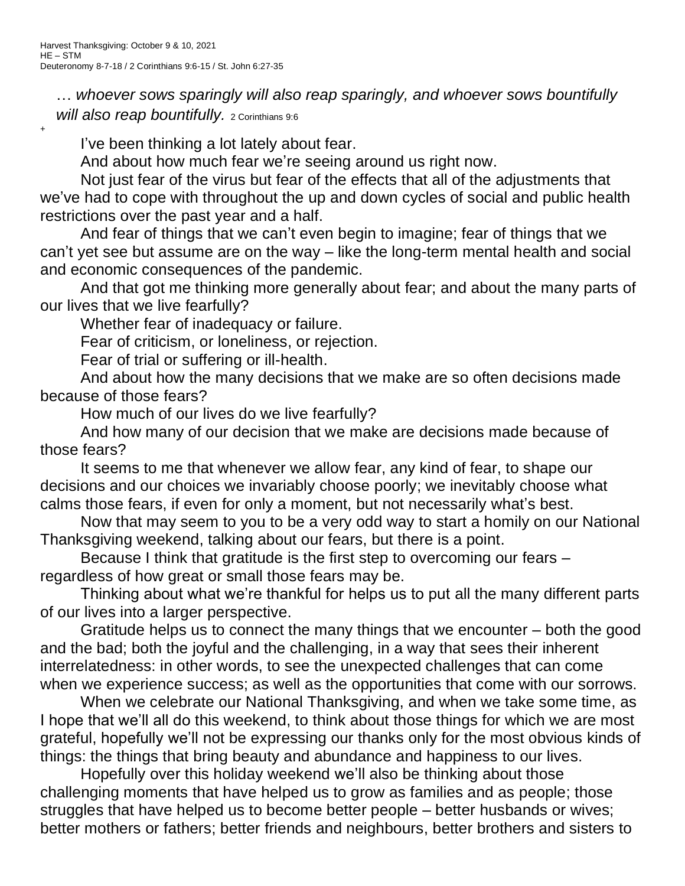Harvest Thanksgiving: October 9 & 10, 2021
HE – STM
Deuteronomy 8-7-18 / 2 Corinthians 9:6-15 / St. John 6:27-35

… *whoever sows sparingly will also reap sparingly, and whoever sows bountifully will also reap bountifully.* 2 Corinthians 9:6

+

I've been thinking a lot lately about fear.

And about how much fear we're seeing around us right now.

Not just fear of the virus but fear of the effects that all of the adjustments that we've had to cope with throughout the up and down cycles of social and public health restrictions over the past year and a half.

And fear of things that we can't even begin to imagine; fear of things that we can't yet see but assume are on the way – like the long-term mental health and social and economic consequences of the pandemic.

And that got me thinking more generally about fear; and about the many parts of our lives that we live fearfully?

Whether fear of inadequacy or failure.

Fear of criticism, or loneliness, or rejection.

Fear of trial or suffering or ill-health.

And about how the many decisions that we make are so often decisions made because of those fears?

How much of our lives do we live fearfully?

And how many of our decision that we make are decisions made because of those fears?

It seems to me that whenever we allow fear, any kind of fear, to shape our decisions and our choices we invariably choose poorly; we inevitably choose what calms those fears, if even for only a moment, but not necessarily what's best.

Now that may seem to you to be a very odd way to start a homily on our National Thanksgiving weekend, talking about our fears, but there is a point.

Because I think that gratitude is the first step to overcoming our fears – regardless of how great or small those fears may be.

Thinking about what we're thankful for helps us to put all the many different parts of our lives into a larger perspective.

Gratitude helps us to connect the many things that we encounter – both the good and the bad; both the joyful and the challenging, in a way that sees their inherent interrelatedness: in other words, to see the unexpected challenges that can come when we experience success; as well as the opportunities that come with our sorrows.

When we celebrate our National Thanksgiving, and when we take some time, as I hope that we'll all do this weekend, to think about those things for which we are most grateful, hopefully we'll not be expressing our thanks only for the most obvious kinds of things: the things that bring beauty and abundance and happiness to our lives.

Hopefully over this holiday weekend we'll also be thinking about those challenging moments that have helped us to grow as families and as people; those struggles that have helped us to become better people – better husbands or wives; better mothers or fathers; better friends and neighbours, better brothers and sisters to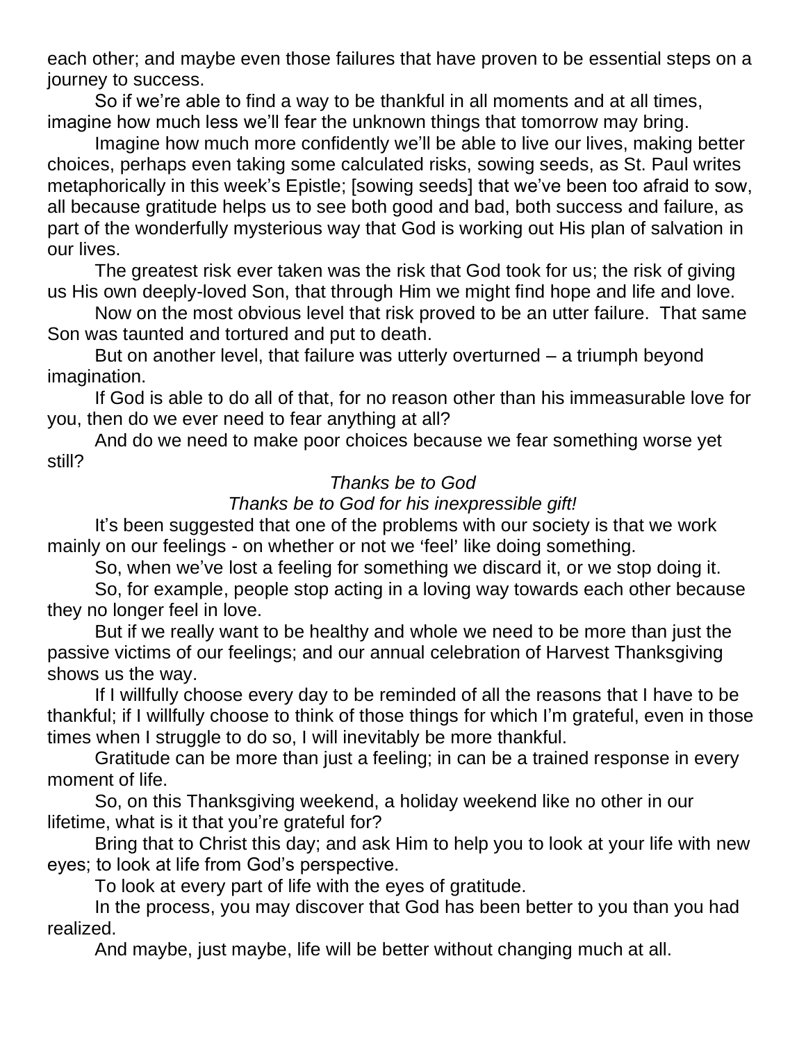each other; and maybe even those failures that have proven to be essential steps on a journey to success.

So if we're able to find a way to be thankful in all moments and at all times, imagine how much less we'll fear the unknown things that tomorrow may bring.

Imagine how much more confidently we'll be able to live our lives, making better choices, perhaps even taking some calculated risks, sowing seeds, as St. Paul writes metaphorically in this week's Epistle; [sowing seeds] that we've been too afraid to sow, all because gratitude helps us to see both good and bad, both success and failure, as part of the wonderfully mysterious way that God is working out His plan of salvation in our lives.

The greatest risk ever taken was the risk that God took for us; the risk of giving us His own deeply-loved Son, that through Him we might find hope and life and love.

Now on the most obvious level that risk proved to be an utter failure. That same Son was taunted and tortured and put to death.

But on another level, that failure was utterly overturned – a triumph beyond imagination.

If God is able to do all of that, for no reason other than his immeasurable love for you, then do we ever need to fear anything at all?

And do we need to make poor choices because we fear something worse yet still?

*Thanks be to God*

*Thanks be to God for his inexpressible gift!*

It's been suggested that one of the problems with our society is that we work mainly on our feelings - on whether or not we 'feel' like doing something.

So, when we've lost a feeling for something we discard it, or we stop doing it.

So, for example, people stop acting in a loving way towards each other because they no longer feel in love.

But if we really want to be healthy and whole we need to be more than just the passive victims of our feelings; and our annual celebration of Harvest Thanksgiving shows us the way.

If I willfully choose every day to be reminded of all the reasons that I have to be thankful; if I willfully choose to think of those things for which I'm grateful, even in those times when I struggle to do so, I will inevitably be more thankful.

Gratitude can be more than just a feeling; in can be a trained response in every moment of life.

So, on this Thanksgiving weekend, a holiday weekend like no other in our lifetime, what is it that you're grateful for?

Bring that to Christ this day; and ask Him to help you to look at your life with new eyes; to look at life from God's perspective.

To look at every part of life with the eyes of gratitude.

In the process, you may discover that God has been better to you than you had realized.

And maybe, just maybe, life will be better without changing much at all.